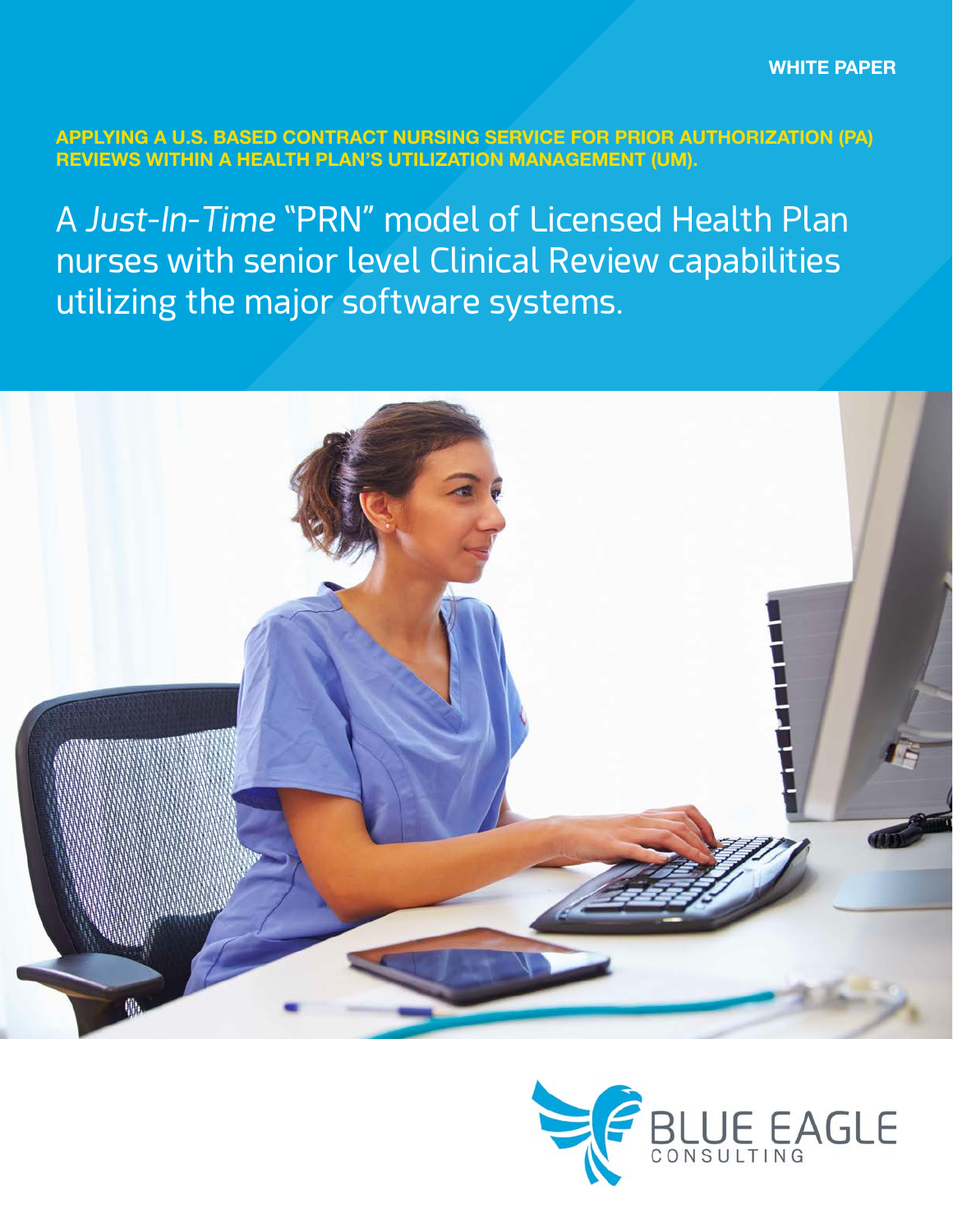WHITE PAPER

**APPLYING A U.S. BASED CONTRACT NURSING SERVICE FOR PRIOR AUTHORIZATION (PA) REVIEWS WITHIN A HEALTH PLAN'S UTILIZATION MANAGEMENT (UM).**

# A *Just-In-Time* "PRN" model of Licensed Health Plan nurses with senior level Clinical Review capabilities utilizing the major software systems.

BLUE EAGLE CONSULTING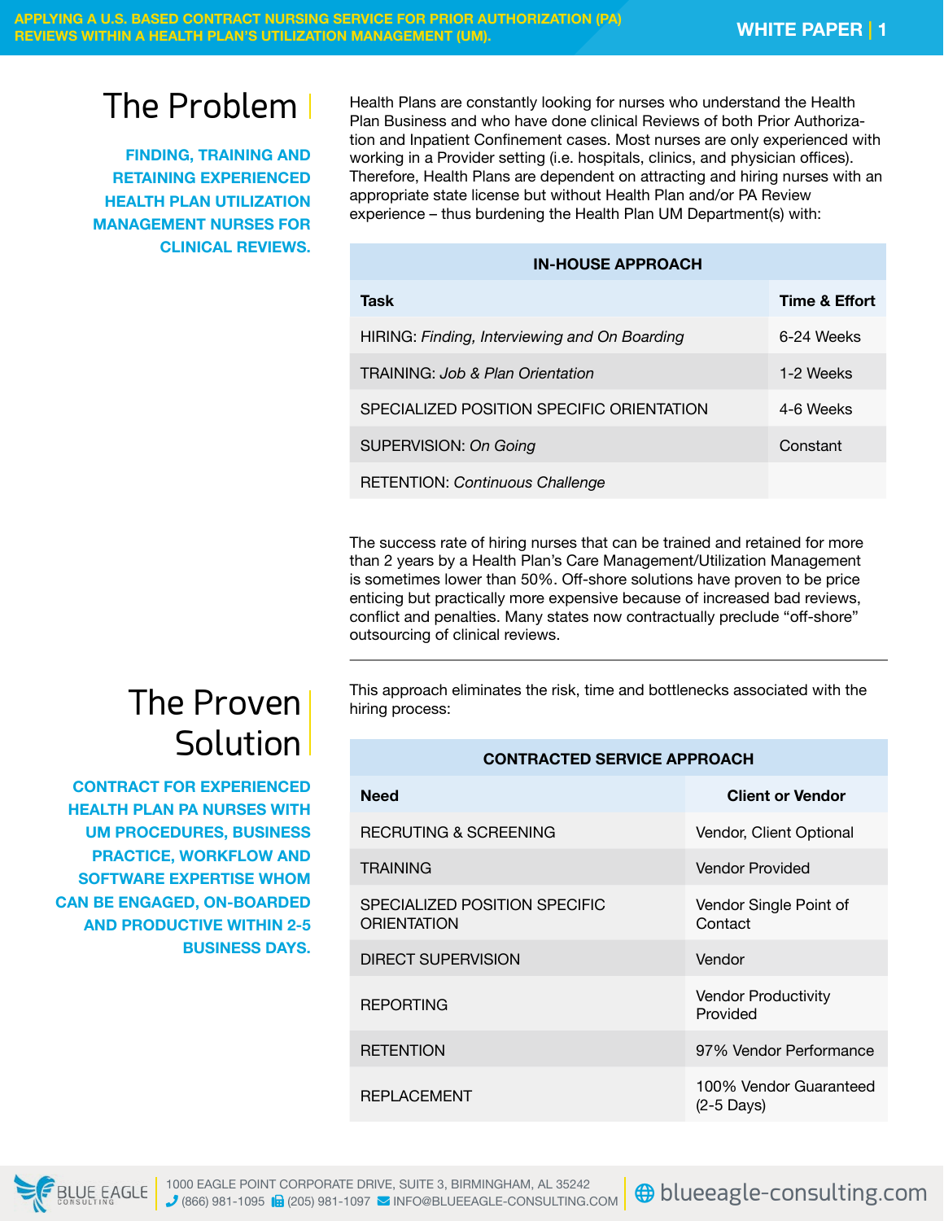## The Problem

**FINDING, TRAINING AND RETAINING EXPERIENCED HEALTH PLAN UTILIZATION MANAGEMENT NURSES FOR CLINICAL REVIEWS.**

Health Plans are constantly looking for nurses who understand the Health Plan Business and who have done clinical Reviews of both Prior Authorization and Inpatient Confinement cases. Most nurses are only experienced with working in a Provider setting (i.e. hospitals, clinics, and physician offices). Therefore, Health Plans are dependent on attracting and hiring nurses with an appropriate state license but without Health Plan and/or PA Review experience – thus burdening the Health Plan UM Department(s) with:

| IN-HOUSE APPROACH | |
|---|---|
| **Task** | **Time & Effort** |
| HIRING: *Finding, Interviewing and On Boarding* | 6-24 Weeks |
| TRAINING: *Job & Plan Orientation* | 1-2 Weeks |
| SPECIALIZED POSITION SPECIFIC ORIENTATION | 4-6 Weeks |
| SUPERVISION: *On Going* | Constant |
| RETENTION: *Continuous Challenge* | |

The success rate of hiring nurses that can be trained and retained for more than 2 years by a Health Plan's Care Management/Utilization Management is sometimes lower than 50%. Off-shore solutions have proven to be price enticing but practically more expensive because of increased bad reviews, conflict and penalties. Many states now contractually preclude "off-shore" outsourcing of clinical reviews.

---

## The Proven Solution

**CONTRACT FOR EXPERIENCED HEALTH PLAN PA NURSES WITH UM PROCEDURES, BUSINESS PRACTICE, WORKFLOW AND SOFTWARE EXPERTISE WHOM CAN BE ENGAGED, ON-BOARDED AND PRODUCTIVE WITHIN 2-5 BUSINESS DAYS.**

This approach eliminates the risk, time and bottlenecks associated with the hiring process:

| CONTRACTED SERVICE APPROACH | |
|---|---|
| **Need** | **Client or Vendor** |
| RECRUTING & SCREENING | Vendor, Client Optional |
| TRAINING | Vendor Provided |
| SPECIALIZED POSITION SPECIFIC ORIENTATION | Vendor Single Point of Contact |
| DIRECT SUPERVISION | Vendor |
| REPORTING | Vendor Productivity Provided |
| RETENTION | 97% Vendor Performance |
| REPLACEMENT | 100% Vendor Guaranteed (2-5 Days) |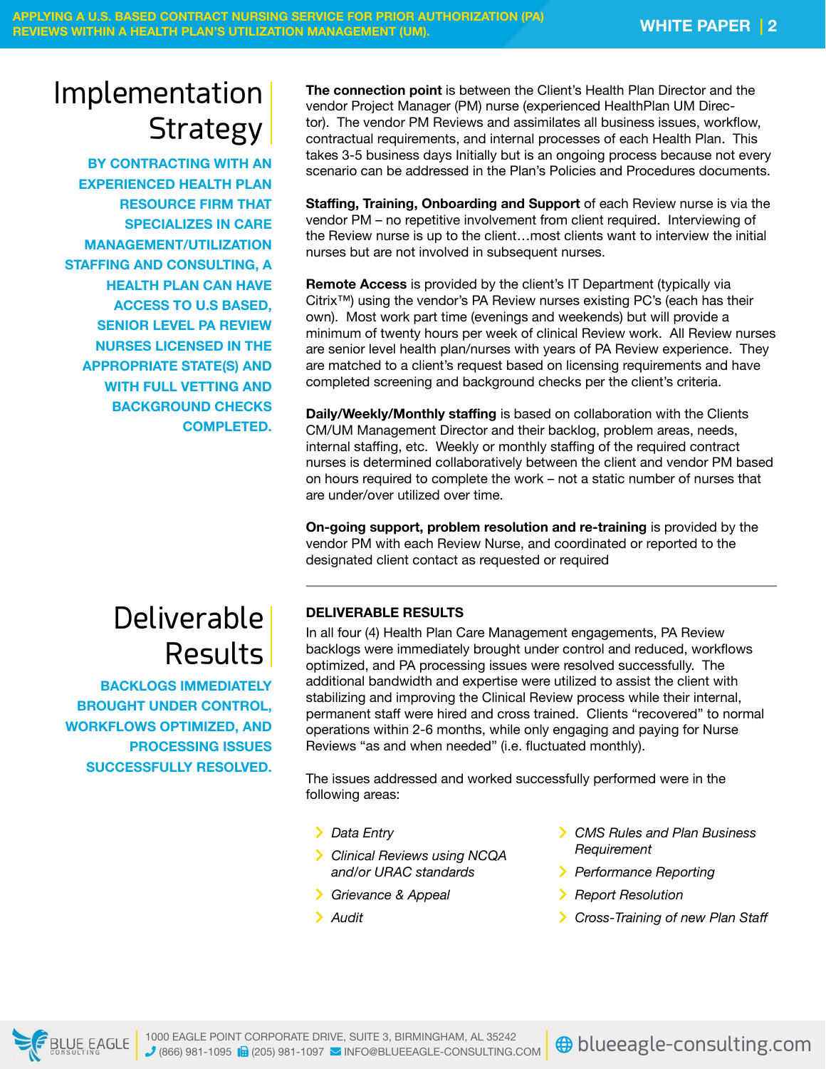# Implementation Strategy

**BY CONTRACTING WITH AN EXPERIENCED HEALTH PLAN RESOURCE FIRM THAT SPECIALIZES IN CARE MANAGEMENT/UTILIZATION STAFFING AND CONSULTING, A HEALTH PLAN CAN HAVE ACCESS TO U.S BASED, SENIOR LEVEL PA REVIEW NURSES LICENSED IN THE APPROPRIATE STATE(S) AND WITH FULL VETTING AND BACKGROUND CHECKS COMPLETED.**

**The connection point** is between the Client's Health Plan Director and the vendor Project Manager (PM) nurse (experienced HealthPlan UM Director). The vendor PM Reviews and assimilates all business issues, workflow, contractual requirements, and internal processes of each Health Plan. This takes 3-5 business days Initially but is an ongoing process because not every scenario can be addressed in the Plan's Policies and Procedures documents.

**Staffing, Training, Onboarding and Support** of each Review nurse is via the vendor PM – no repetitive involvement from client required. Interviewing of the Review nurse is up to the client…most clients want to interview the initial nurses but are not involved in subsequent nurses.

**Remote Access** is provided by the client's IT Department (typically via Citrix™) using the vendor's PA Review nurses existing PC's (each has their own). Most work part time (evenings and weekends) but will provide a minimum of twenty hours per week of clinical Review work. All Review nurses are senior level health plan/nurses with years of PA Review experience. They are matched to a client's request based on licensing requirements and have completed screening and background checks per the client's criteria.

**Daily/Weekly/Monthly staffing** is based on collaboration with the Clients CM/UM Management Director and their backlog, problem areas, needs, internal staffing, etc. Weekly or monthly staffing of the required contract nurses is determined collaboratively between the client and vendor PM based on hours required to complete the work – not a static number of nurses that are under/over utilized over time.

**On-going support, problem resolution and re-training** is provided by the vendor PM with each Review Nurse, and coordinated or reported to the designated client contact as requested or required

# Deliverable Results

**BACKLOGS IMMEDIATELY BROUGHT UNDER CONTROL, WORKFLOWS OPTIMIZED, AND PROCESSING ISSUES SUCCESSFULLY RESOLVED.**

**DELIVERABLE RESULTS**

In all four (4) Health Plan Care Management engagements, PA Review backlogs were immediately brought under control and reduced, workflows optimized, and PA processing issues were resolved successfully. The additional bandwidth and expertise were utilized to assist the client with stabilizing and improving the Clinical Review process while their internal, permanent staff were hired and cross trained. Clients "recovered" to normal operations within 2-6 months, while only engaging and paying for Nurse Reviews "as and when needed" (i.e. fluctuated monthly).

The issues addressed and worked successfully performed were in the following areas:

- *Data Entry*
- *Clinical Reviews using NCQA and/or URAC standards*
- *Grievance & Appeal*
- *Audit*
- *CMS Rules and Plan Business Requirement*
- *Performance Reporting*
- *Report Resolution*
- *Cross-Training of new Plan Staff*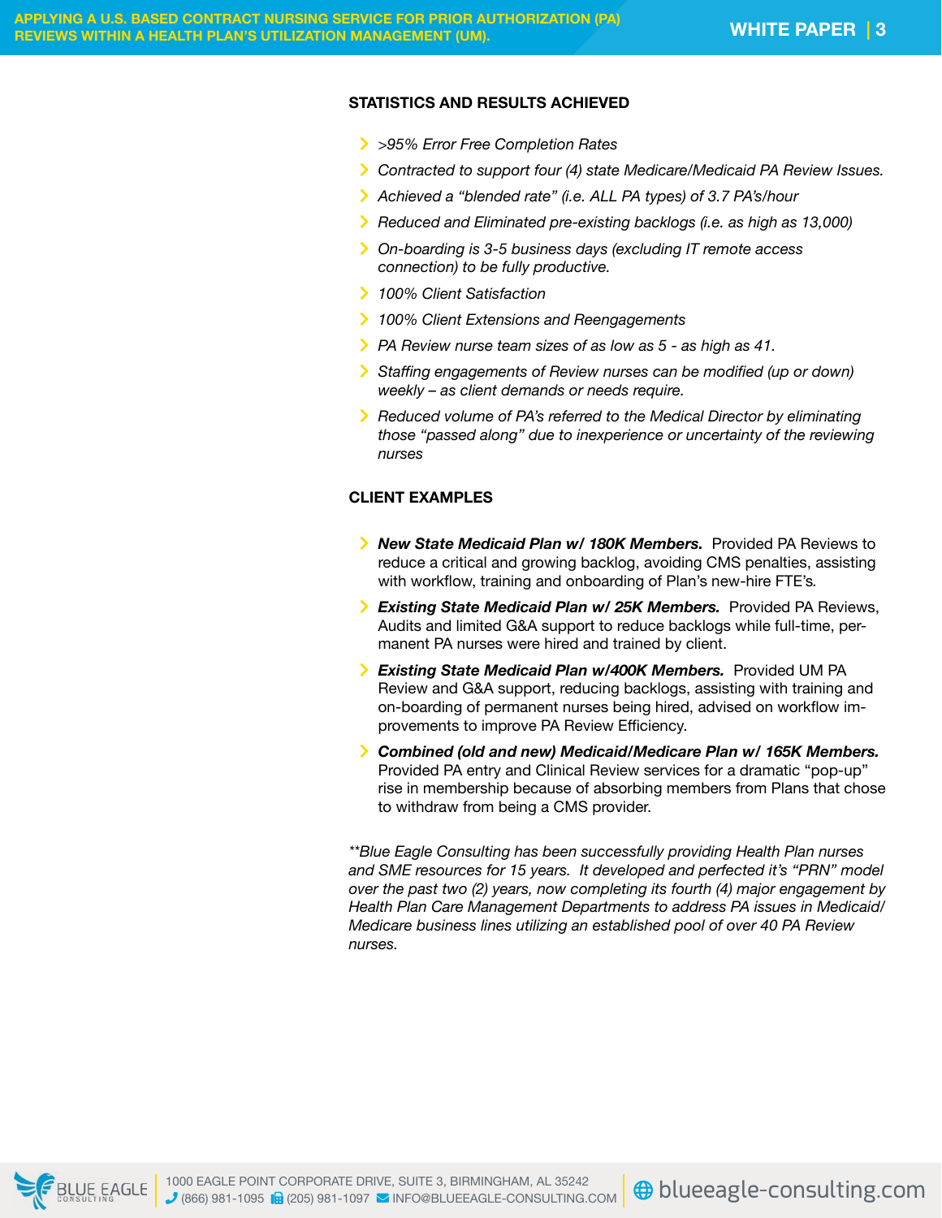## STATISTICS AND RESULTS ACHIEVED

- *>95% Error Free Completion Rates*
- *Contracted to support four (4) state Medicare/Medicaid PA Review Issues.*
- *Achieved a "blended rate" (i.e. ALL PA types) of 3.7 PA's/hour*
- *Reduced and Eliminated pre-existing backlogs (i.e. as high as 13,000)*
- *On-boarding is 3-5 business days (excluding IT remote access connection) to be fully productive.*
- *100% Client Satisfaction*
- *100% Client Extensions and Reengagements*
- *PA Review nurse team sizes of as low as 5 - as high as 41.*
- *Staffing engagements of Review nurses can be modified (up or down) weekly – as client demands or needs require.*
- *Reduced volume of PA's referred to the Medical Director by eliminating those "passed along" due to inexperience or uncertainty of the reviewing nurses*

## CLIENT EXAMPLES

- ***New State Medicaid Plan w/ 180K Members.*** Provided PA Reviews to reduce a critical and growing backlog, avoiding CMS penalties, assisting with workflow, training and onboarding of Plan's new-hire FTE's.
- ***Existing State Medicaid Plan w/ 25K Members.*** Provided PA Reviews, Audits and limited G&A support to reduce backlogs while full-time, permanent PA nurses were hired and trained by client.
- ***Existing State Medicaid Plan w/400K Members.*** Provided UM PA Review and G&A support, reducing backlogs, assisting with training and on-boarding of permanent nurses being hired, advised on workflow improvements to improve PA Review Efficiency.
- ***Combined (old and new) Medicaid/Medicare Plan w/ 165K Members.*** Provided PA entry and Clinical Review services for a dramatic "pop-up" rise in membership because of absorbing members from Plans that chose to withdraw from being a CMS provider.

*\*\*Blue Eagle Consulting has been successfully providing Health Plan nurses and SME resources for 15 years. It developed and perfected it's "PRN" model over the past two (2) years, now completing its fourth (4) major engagement by Health Plan Care Management Departments to address PA issues in Medicaid/ Medicare business lines utilizing an established pool of over 40 PA Review nurses.*